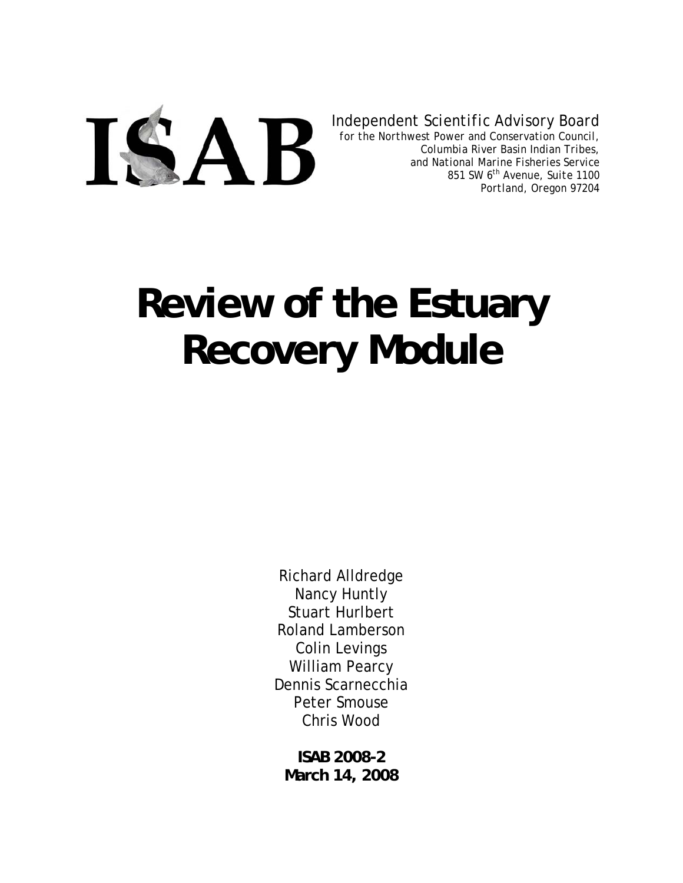ISAB

Independent Scientific Advisory Board
for the Northwest Power and Conservation Council,
Columbia River Basin Indian Tribes,
and National Marine Fisheries Service
851 SW 6th Avenue, Suite 1100
Portland, Oregon 97204

# Review of the Estuary Recovery Module

Richard Alldredge
Nancy Huntly
Stuart Hurlbert
Roland Lamberson
Colin Levings
William Pearcy
Dennis Scarnecchia
Peter Smouse
Chris Wood

**ISAB 2008-2**
**March 14, 2008**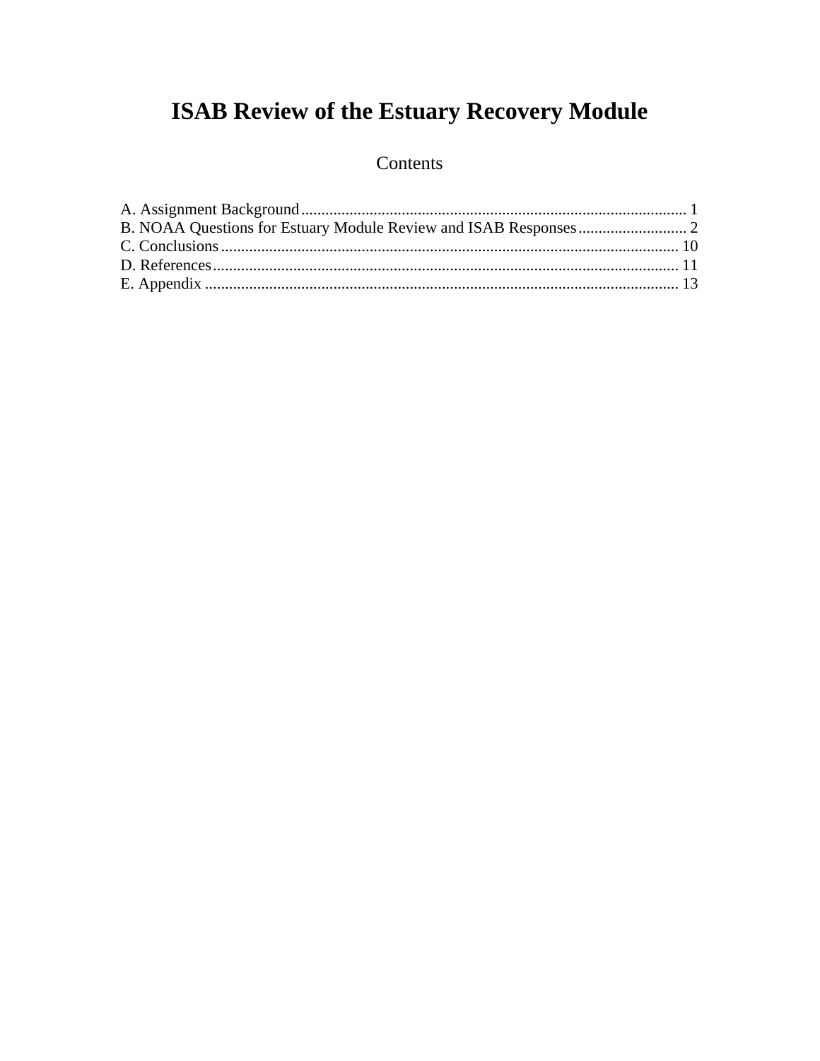# ISAB Review of the Estuary Recovery Module

Contents

A. Assignment Background .............................................................................................. 1
B. NOAA Questions for Estuary Module Review and ISAB Responses ........................... 2
C. Conclusions ............................................................................................................... 10
D. References ................................................................................................................. 11
E. Appendix ................................................................................................................... 13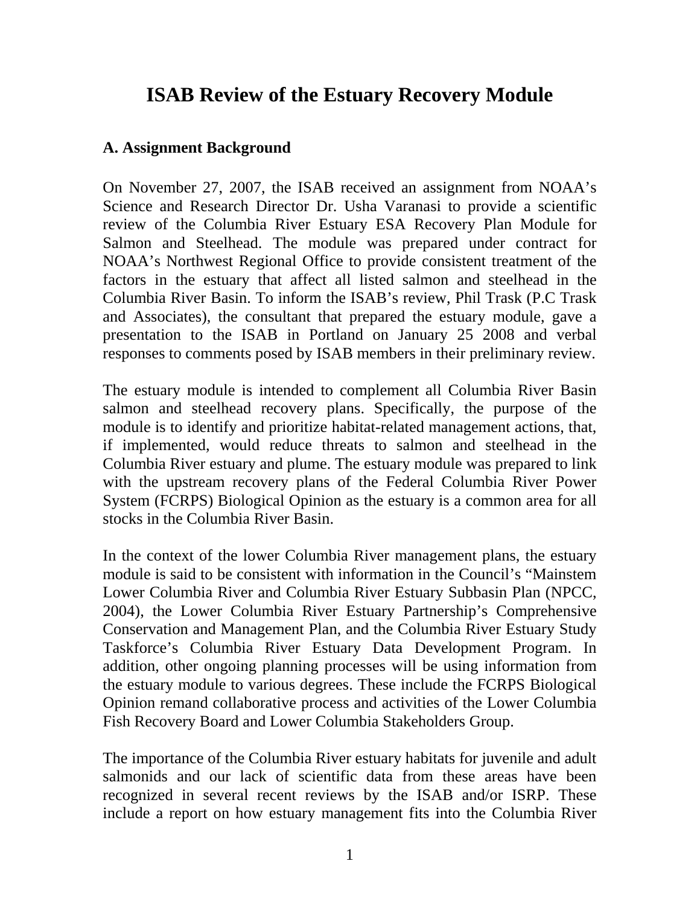# ISAB Review of the Estuary Recovery Module

## A. Assignment Background

On November 27, 2007, the ISAB received an assignment from NOAA's Science and Research Director Dr. Usha Varanasi to provide a scientific review of the Columbia River Estuary ESA Recovery Plan Module for Salmon and Steelhead. The module was prepared under contract for NOAA's Northwest Regional Office to provide consistent treatment of the factors in the estuary that affect all listed salmon and steelhead in the Columbia River Basin. To inform the ISAB's review, Phil Trask (P.C Trask and Associates), the consultant that prepared the estuary module, gave a presentation to the ISAB in Portland on January 25 2008 and verbal responses to comments posed by ISAB members in their preliminary review.

The estuary module is intended to complement all Columbia River Basin salmon and steelhead recovery plans. Specifically, the purpose of the module is to identify and prioritize habitat-related management actions, that, if implemented, would reduce threats to salmon and steelhead in the Columbia River estuary and plume. The estuary module was prepared to link with the upstream recovery plans of the Federal Columbia River Power System (FCRPS) Biological Opinion as the estuary is a common area for all stocks in the Columbia River Basin.

In the context of the lower Columbia River management plans, the estuary module is said to be consistent with information in the Council's "Mainstem Lower Columbia River and Columbia River Estuary Subbasin Plan (NPCC, 2004), the Lower Columbia River Estuary Partnership's Comprehensive Conservation and Management Plan, and the Columbia River Estuary Study Taskforce's Columbia River Estuary Data Development Program. In addition, other ongoing planning processes will be using information from the estuary module to various degrees. These include the FCRPS Biological Opinion remand collaborative process and activities of the Lower Columbia Fish Recovery Board and Lower Columbia Stakeholders Group.

The importance of the Columbia River estuary habitats for juvenile and adult salmonids and our lack of scientific data from these areas have been recognized in several recent reviews by the ISAB and/or ISRP. These include a report on how estuary management fits into the Columbia River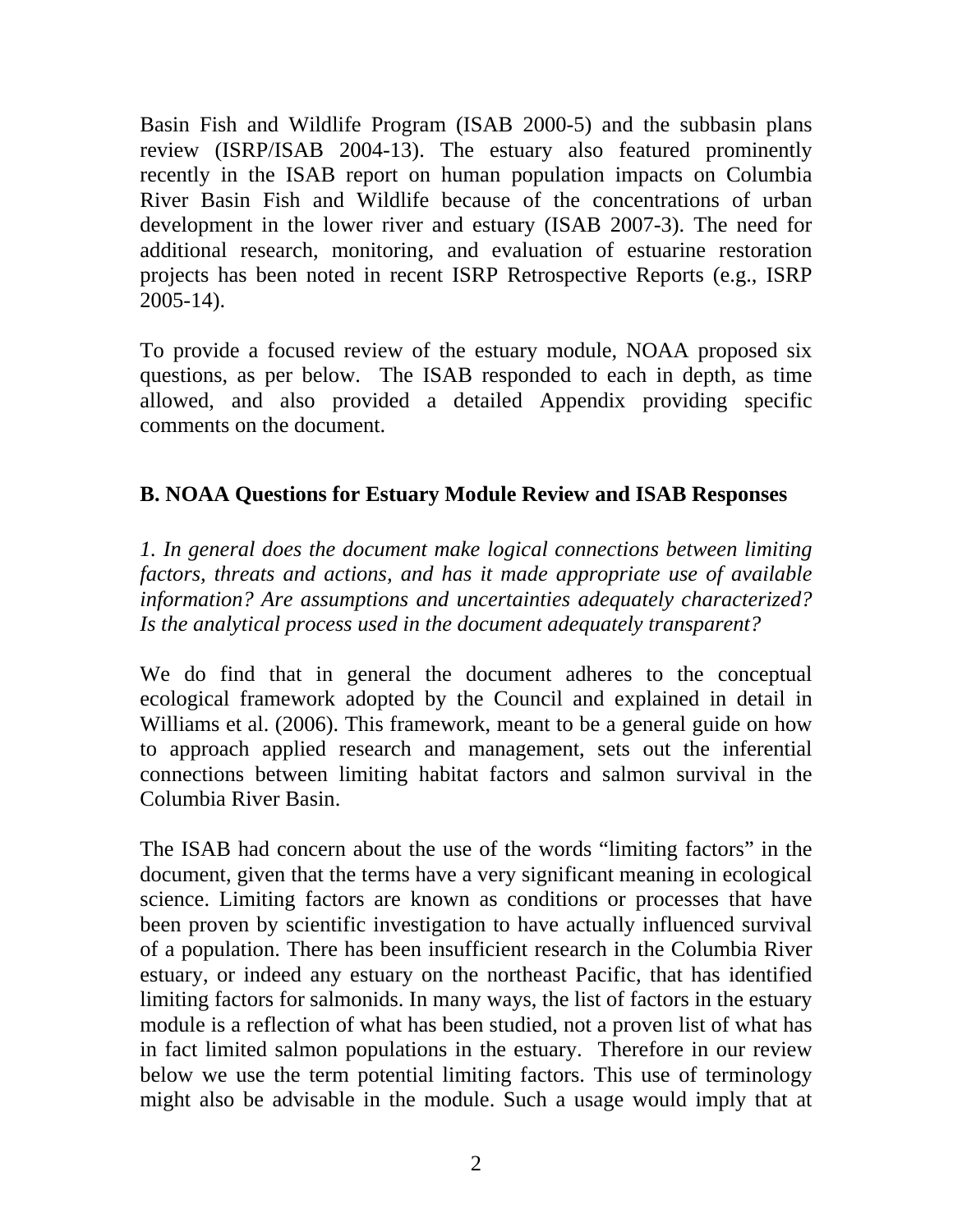Basin Fish and Wildlife Program (ISAB 2000-5) and the subbasin plans review (ISRP/ISAB 2004-13). The estuary also featured prominently recently in the ISAB report on human population impacts on Columbia River Basin Fish and Wildlife because of the concentrations of urban development in the lower river and estuary (ISAB 2007-3). The need for additional research, monitoring, and evaluation of estuarine restoration projects has been noted in recent ISRP Retrospective Reports (e.g., ISRP 2005-14).

To provide a focused review of the estuary module, NOAA proposed six questions, as per below. The ISAB responded to each in depth, as time allowed, and also provided a detailed Appendix providing specific comments on the document.

## B. NOAA Questions for Estuary Module Review and ISAB Responses

*1. In general does the document make logical connections between limiting factors, threats and actions, and has it made appropriate use of available information? Are assumptions and uncertainties adequately characterized? Is the analytical process used in the document adequately transparent?*

We do find that in general the document adheres to the conceptual ecological framework adopted by the Council and explained in detail in Williams et al. (2006). This framework, meant to be a general guide on how to approach applied research and management, sets out the inferential connections between limiting habitat factors and salmon survival in the Columbia River Basin.

The ISAB had concern about the use of the words "limiting factors" in the document, given that the terms have a very significant meaning in ecological science. Limiting factors are known as conditions or processes that have been proven by scientific investigation to have actually influenced survival of a population. There has been insufficient research in the Columbia River estuary, or indeed any estuary on the northeast Pacific, that has identified limiting factors for salmonids. In many ways, the list of factors in the estuary module is a reflection of what has been studied, not a proven list of what has in fact limited salmon populations in the estuary. Therefore in our review below we use the term potential limiting factors. This use of terminology might also be advisable in the module. Such a usage would imply that at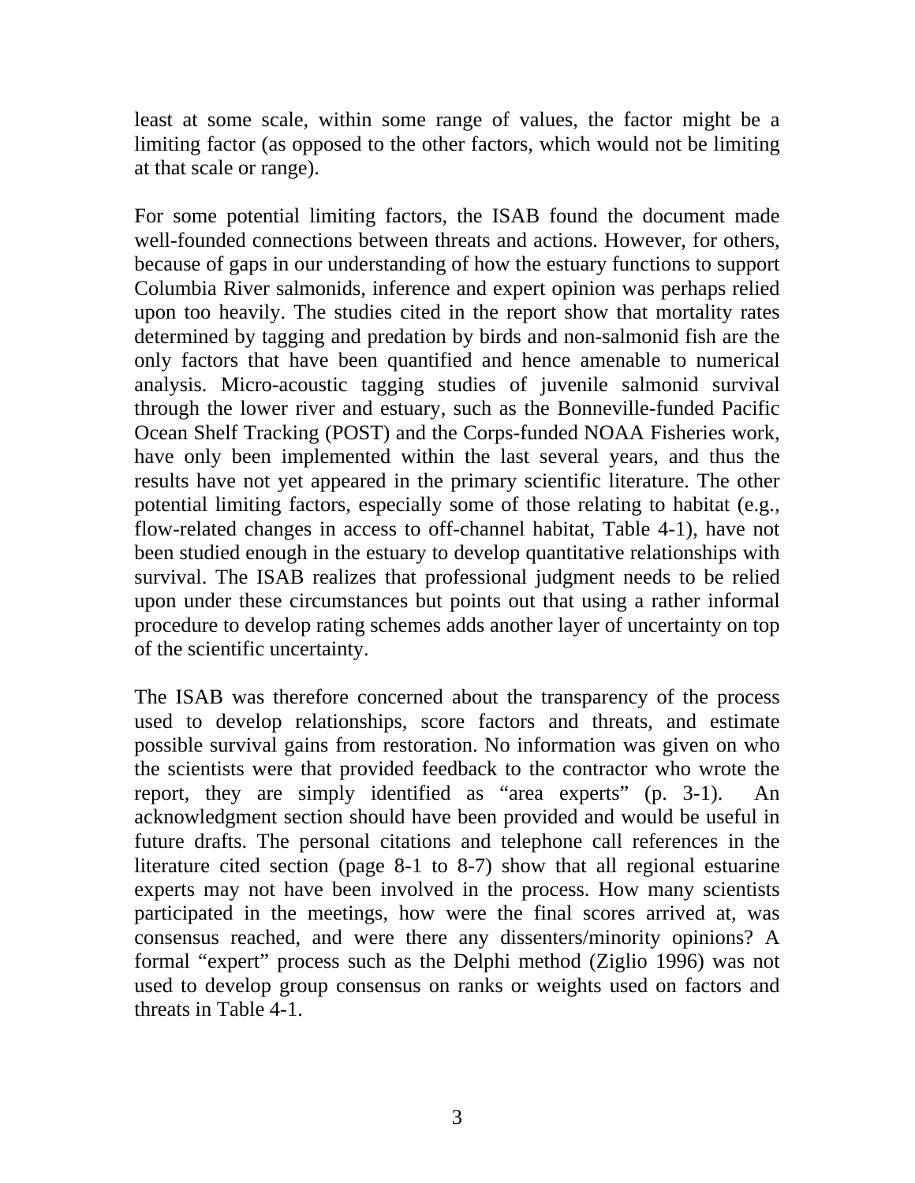least at some scale, within some range of values, the factor might be a limiting factor (as opposed to the other factors, which would not be limiting at that scale or range).

For some potential limiting factors, the ISAB found the document made well-founded connections between threats and actions. However, for others, because of gaps in our understanding of how the estuary functions to support Columbia River salmonids, inference and expert opinion was perhaps relied upon too heavily. The studies cited in the report show that mortality rates determined by tagging and predation by birds and non-salmonid fish are the only factors that have been quantified and hence amenable to numerical analysis. Micro-acoustic tagging studies of juvenile salmonid survival through the lower river and estuary, such as the Bonneville-funded Pacific Ocean Shelf Tracking (POST) and the Corps-funded NOAA Fisheries work, have only been implemented within the last several years, and thus the results have not yet appeared in the primary scientific literature. The other potential limiting factors, especially some of those relating to habitat (e.g., flow-related changes in access to off-channel habitat, Table 4-1), have not been studied enough in the estuary to develop quantitative relationships with survival. The ISAB realizes that professional judgment needs to be relied upon under these circumstances but points out that using a rather informal procedure to develop rating schemes adds another layer of uncertainty on top of the scientific uncertainty.

The ISAB was therefore concerned about the transparency of the process used to develop relationships, score factors and threats, and estimate possible survival gains from restoration. No information was given on who the scientists were that provided feedback to the contractor who wrote the report, they are simply identified as "area experts" (p. 3-1). An acknowledgment section should have been provided and would be useful in future drafts. The personal citations and telephone call references in the literature cited section (page 8-1 to 8-7) show that all regional estuarine experts may not have been involved in the process. How many scientists participated in the meetings, how were the final scores arrived at, was consensus reached, and were there any dissenters/minority opinions? A formal "expert" process such as the Delphi method (Ziglio 1996) was not used to develop group consensus on ranks or weights used on factors and threats in Table 4-1.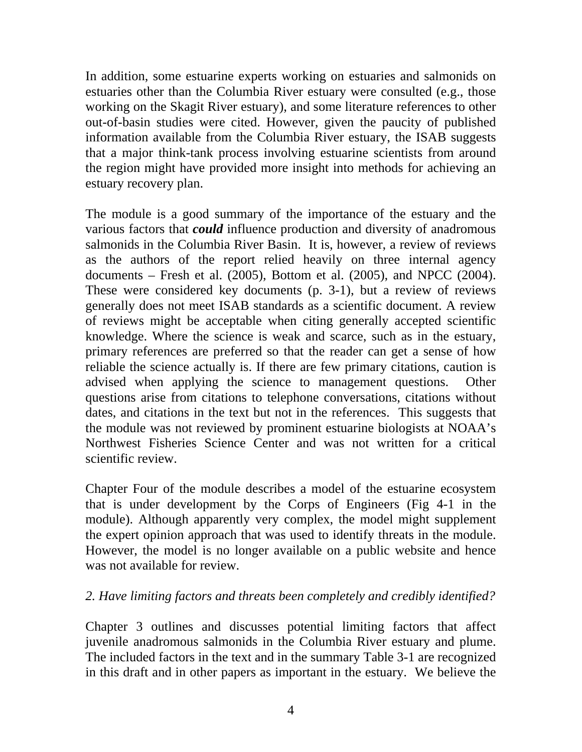In addition, some estuarine experts working on estuaries and salmonids on estuaries other than the Columbia River estuary were consulted (e.g., those working on the Skagit River estuary), and some literature references to other out-of-basin studies were cited. However, given the paucity of published information available from the Columbia River estuary, the ISAB suggests that a major think-tank process involving estuarine scientists from around the region might have provided more insight into methods for achieving an estuary recovery plan.

The module is a good summary of the importance of the estuary and the various factors that ***could*** influence production and diversity of anadromous salmonids in the Columbia River Basin. It is, however, a review of reviews as the authors of the report relied heavily on three internal agency documents – Fresh et al. (2005), Bottom et al. (2005), and NPCC (2004). These were considered key documents (p. 3-1), but a review of reviews generally does not meet ISAB standards as a scientific document. A review of reviews might be acceptable when citing generally accepted scientific knowledge. Where the science is weak and scarce, such as in the estuary, primary references are preferred so that the reader can get a sense of how reliable the science actually is. If there are few primary citations, caution is advised when applying the science to management questions. Other questions arise from citations to telephone conversations, citations without dates, and citations in the text but not in the references. This suggests that the module was not reviewed by prominent estuarine biologists at NOAA's Northwest Fisheries Science Center and was not written for a critical scientific review.

Chapter Four of the module describes a model of the estuarine ecosystem that is under development by the Corps of Engineers (Fig 4-1 in the module). Although apparently very complex, the model might supplement the expert opinion approach that was used to identify threats in the module. However, the model is no longer available on a public website and hence was not available for review.

*2. Have limiting factors and threats been completely and credibly identified?*

Chapter 3 outlines and discusses potential limiting factors that affect juvenile anadromous salmonids in the Columbia River estuary and plume. The included factors in the text and in the summary Table 3-1 are recognized in this draft and in other papers as important in the estuary. We believe the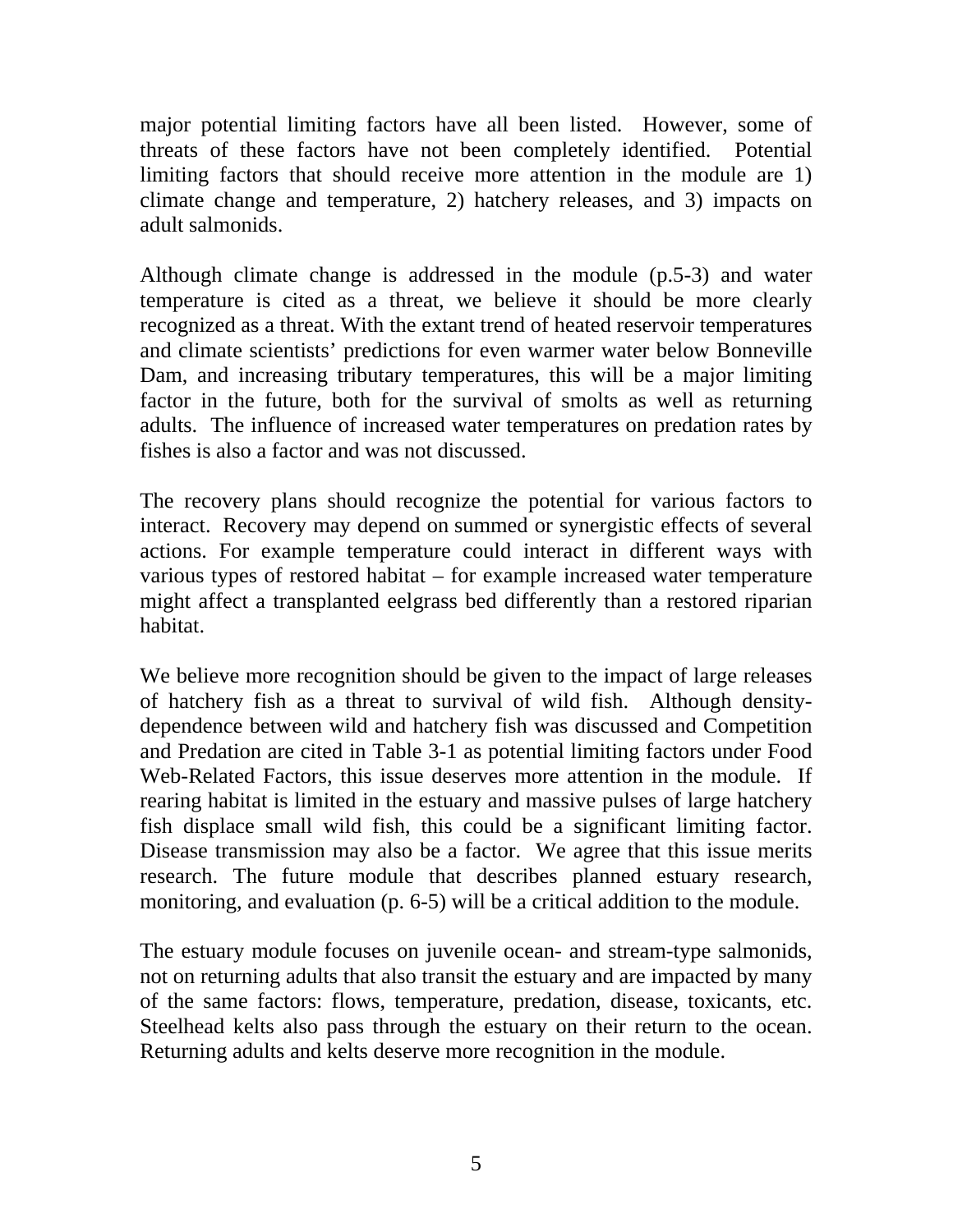major potential limiting factors have all been listed. However, some of threats of these factors have not been completely identified. Potential limiting factors that should receive more attention in the module are 1) climate change and temperature, 2) hatchery releases, and 3) impacts on adult salmonids.

Although climate change is addressed in the module (p.5-3) and water temperature is cited as a threat, we believe it should be more clearly recognized as a threat. With the extant trend of heated reservoir temperatures and climate scientists' predictions for even warmer water below Bonneville Dam, and increasing tributary temperatures, this will be a major limiting factor in the future, both for the survival of smolts as well as returning adults. The influence of increased water temperatures on predation rates by fishes is also a factor and was not discussed.

The recovery plans should recognize the potential for various factors to interact. Recovery may depend on summed or synergistic effects of several actions. For example temperature could interact in different ways with various types of restored habitat – for example increased water temperature might affect a transplanted eelgrass bed differently than a restored riparian habitat.

We believe more recognition should be given to the impact of large releases of hatchery fish as a threat to survival of wild fish. Although density-dependence between wild and hatchery fish was discussed and Competition and Predation are cited in Table 3-1 as potential limiting factors under Food Web-Related Factors, this issue deserves more attention in the module. If rearing habitat is limited in the estuary and massive pulses of large hatchery fish displace small wild fish, this could be a significant limiting factor. Disease transmission may also be a factor. We agree that this issue merits research. The future module that describes planned estuary research, monitoring, and evaluation (p. 6-5) will be a critical addition to the module.

The estuary module focuses on juvenile ocean- and stream-type salmonids, not on returning adults that also transit the estuary and are impacted by many of the same factors: flows, temperature, predation, disease, toxicants, etc. Steelhead kelts also pass through the estuary on their return to the ocean. Returning adults and kelts deserve more recognition in the module.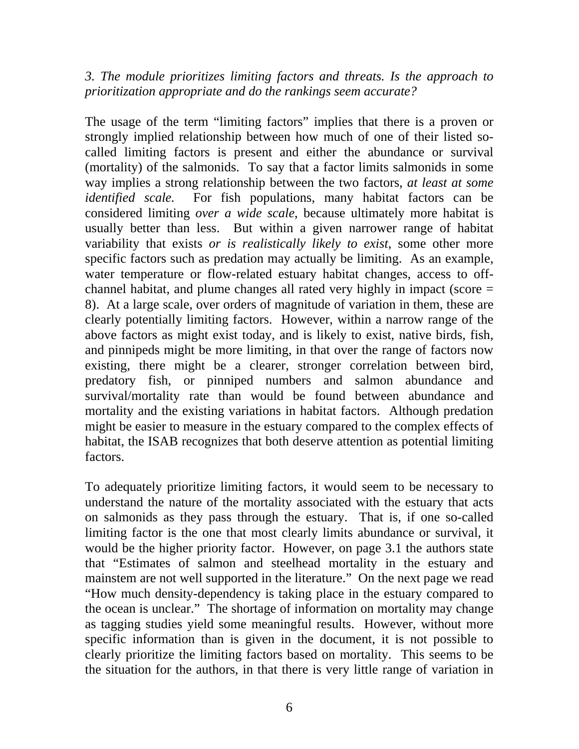*3. The module prioritizes limiting factors and threats. Is the approach to prioritization appropriate and do the rankings seem accurate?*

The usage of the term "limiting factors" implies that there is a proven or strongly implied relationship between how much of one of their listed so-called limiting factors is present and either the abundance or survival (mortality) of the salmonids. To say that a factor limits salmonids in some way implies a strong relationship between the two factors, *at least at some identified scale.* For fish populations, many habitat factors can be considered limiting *over a wide scale*, because ultimately more habitat is usually better than less. But within a given narrower range of habitat variability that exists *or is realistically likely to exist*, some other more specific factors such as predation may actually be limiting. As an example, water temperature or flow-related estuary habitat changes, access to off-channel habitat, and plume changes all rated very highly in impact (score = 8). At a large scale, over orders of magnitude of variation in them, these are clearly potentially limiting factors. However, within a narrow range of the above factors as might exist today, and is likely to exist, native birds, fish, and pinnipeds might be more limiting, in that over the range of factors now existing, there might be a clearer, stronger correlation between bird, predatory fish, or pinniped numbers and salmon abundance and survival/mortality rate than would be found between abundance and mortality and the existing variations in habitat factors. Although predation might be easier to measure in the estuary compared to the complex effects of habitat, the ISAB recognizes that both deserve attention as potential limiting factors.

To adequately prioritize limiting factors, it would seem to be necessary to understand the nature of the mortality associated with the estuary that acts on salmonids as they pass through the estuary. That is, if one so-called limiting factor is the one that most clearly limits abundance or survival, it would be the higher priority factor. However, on page 3.1 the authors state that "Estimates of salmon and steelhead mortality in the estuary and mainstem are not well supported in the literature." On the next page we read "How much density-dependency is taking place in the estuary compared to the ocean is unclear." The shortage of information on mortality may change as tagging studies yield some meaningful results. However, without more specific information than is given in the document, it is not possible to clearly prioritize the limiting factors based on mortality. This seems to be the situation for the authors, in that there is very little range of variation in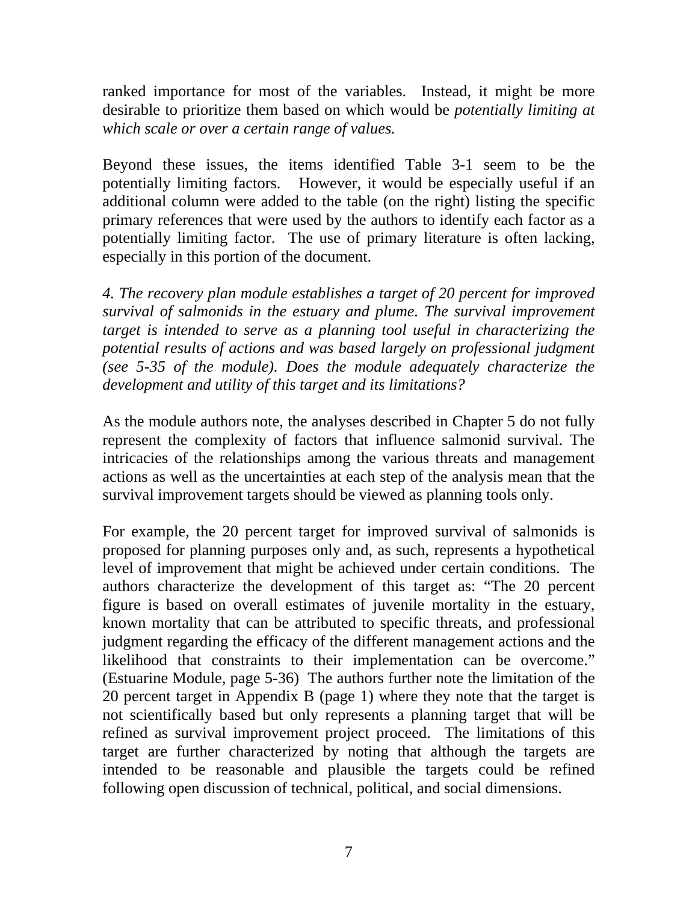ranked importance for most of the variables. Instead, it might be more desirable to prioritize them based on which would be *potentially limiting at which scale or over a certain range of values.*

Beyond these issues, the items identified Table 3-1 seem to be the potentially limiting factors. However, it would be especially useful if an additional column were added to the table (on the right) listing the specific primary references that were used by the authors to identify each factor as a potentially limiting factor. The use of primary literature is often lacking, especially in this portion of the document.

*4. The recovery plan module establishes a target of 20 percent for improved survival of salmonids in the estuary and plume. The survival improvement target is intended to serve as a planning tool useful in characterizing the potential results of actions and was based largely on professional judgment (see 5-35 of the module). Does the module adequately characterize the development and utility of this target and its limitations?*

As the module authors note, the analyses described in Chapter 5 do not fully represent the complexity of factors that influence salmonid survival. The intricacies of the relationships among the various threats and management actions as well as the uncertainties at each step of the analysis mean that the survival improvement targets should be viewed as planning tools only.

For example, the 20 percent target for improved survival of salmonids is proposed for planning purposes only and, as such, represents a hypothetical level of improvement that might be achieved under certain conditions. The authors characterize the development of this target as: "The 20 percent figure is based on overall estimates of juvenile mortality in the estuary, known mortality that can be attributed to specific threats, and professional judgment regarding the efficacy of the different management actions and the likelihood that constraints to their implementation can be overcome." (Estuarine Module, page 5-36) The authors further note the limitation of the 20 percent target in Appendix B (page 1) where they note that the target is not scientifically based but only represents a planning target that will be refined as survival improvement project proceed. The limitations of this target are further characterized by noting that although the targets are intended to be reasonable and plausible the targets could be refined following open discussion of technical, political, and social dimensions.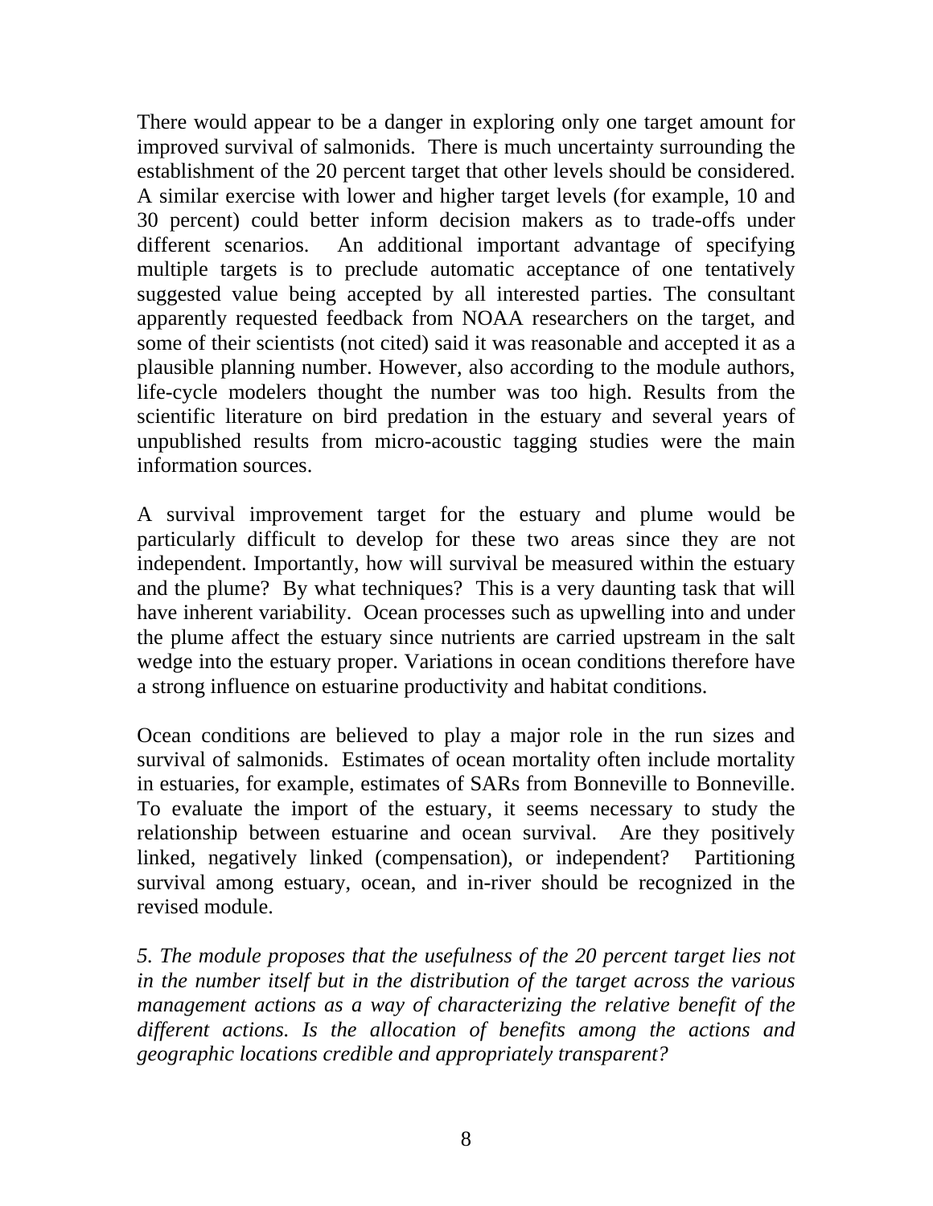There would appear to be a danger in exploring only one target amount for improved survival of salmonids. There is much uncertainty surrounding the establishment of the 20 percent target that other levels should be considered. A similar exercise with lower and higher target levels (for example, 10 and 30 percent) could better inform decision makers as to trade-offs under different scenarios. An additional important advantage of specifying multiple targets is to preclude automatic acceptance of one tentatively suggested value being accepted by all interested parties. The consultant apparently requested feedback from NOAA researchers on the target, and some of their scientists (not cited) said it was reasonable and accepted it as a plausible planning number. However, also according to the module authors, life-cycle modelers thought the number was too high. Results from the scientific literature on bird predation in the estuary and several years of unpublished results from micro-acoustic tagging studies were the main information sources.

A survival improvement target for the estuary and plume would be particularly difficult to develop for these two areas since they are not independent. Importantly, how will survival be measured within the estuary and the plume? By what techniques? This is a very daunting task that will have inherent variability. Ocean processes such as upwelling into and under the plume affect the estuary since nutrients are carried upstream in the salt wedge into the estuary proper. Variations in ocean conditions therefore have a strong influence on estuarine productivity and habitat conditions.

Ocean conditions are believed to play a major role in the run sizes and survival of salmonids. Estimates of ocean mortality often include mortality in estuaries, for example, estimates of SARs from Bonneville to Bonneville. To evaluate the import of the estuary, it seems necessary to study the relationship between estuarine and ocean survival. Are they positively linked, negatively linked (compensation), or independent? Partitioning survival among estuary, ocean, and in-river should be recognized in the revised module.

*5. The module proposes that the usefulness of the 20 percent target lies not in the number itself but in the distribution of the target across the various management actions as a way of characterizing the relative benefit of the different actions. Is the allocation of benefits among the actions and geographic locations credible and appropriately transparent?*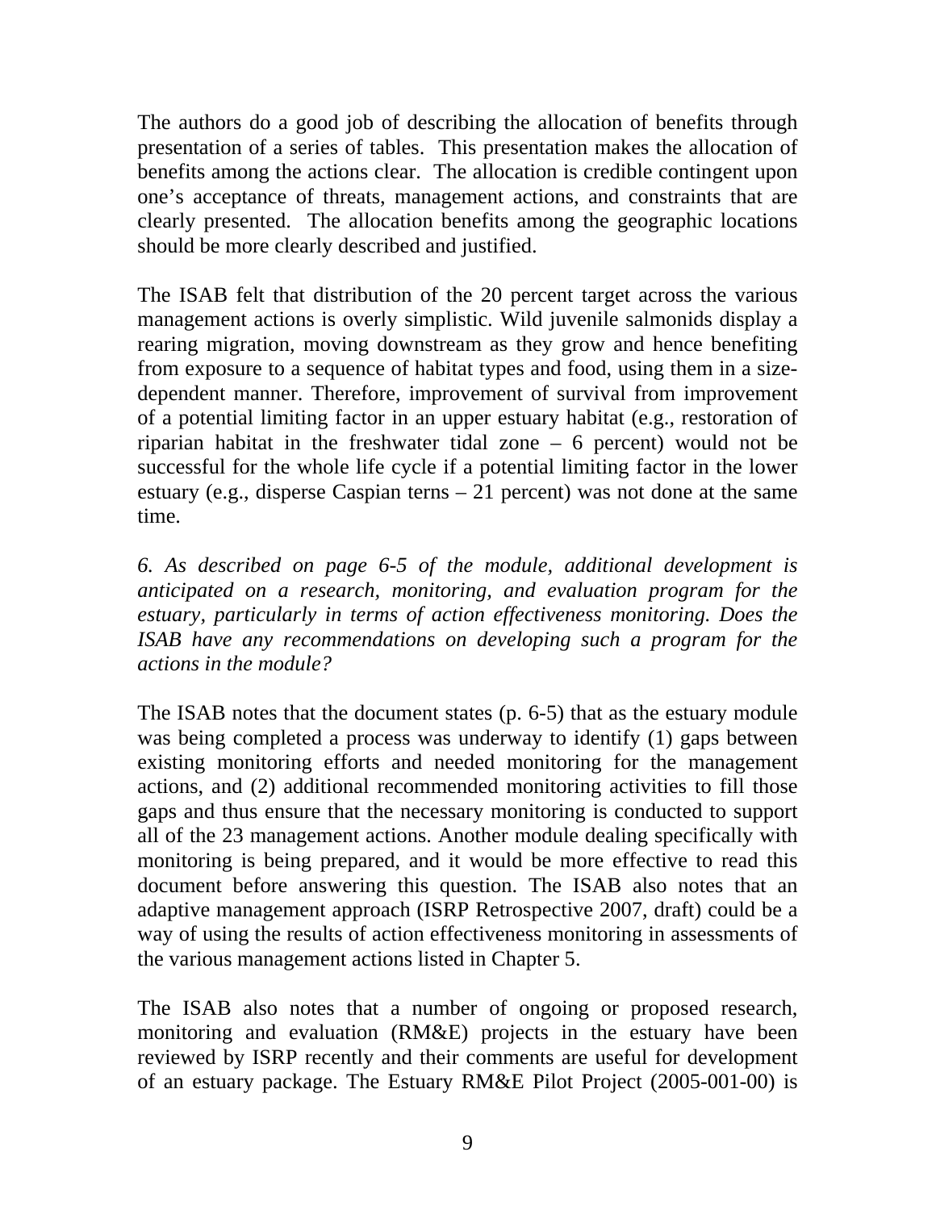The authors do a good job of describing the allocation of benefits through presentation of a series of tables. This presentation makes the allocation of benefits among the actions clear. The allocation is credible contingent upon one's acceptance of threats, management actions, and constraints that are clearly presented. The allocation benefits among the geographic locations should be more clearly described and justified.

The ISAB felt that distribution of the 20 percent target across the various management actions is overly simplistic. Wild juvenile salmonids display a rearing migration, moving downstream as they grow and hence benefiting from exposure to a sequence of habitat types and food, using them in a size-dependent manner. Therefore, improvement of survival from improvement of a potential limiting factor in an upper estuary habitat (e.g., restoration of riparian habitat in the freshwater tidal zone – 6 percent) would not be successful for the whole life cycle if a potential limiting factor in the lower estuary (e.g., disperse Caspian terns – 21 percent) was not done at the same time.

*6. As described on page 6-5 of the module, additional development is anticipated on a research, monitoring, and evaluation program for the estuary, particularly in terms of action effectiveness monitoring. Does the ISAB have any recommendations on developing such a program for the actions in the module?*

The ISAB notes that the document states (p. 6-5) that as the estuary module was being completed a process was underway to identify (1) gaps between existing monitoring efforts and needed monitoring for the management actions, and (2) additional recommended monitoring activities to fill those gaps and thus ensure that the necessary monitoring is conducted to support all of the 23 management actions. Another module dealing specifically with monitoring is being prepared, and it would be more effective to read this document before answering this question. The ISAB also notes that an adaptive management approach (ISRP Retrospective 2007, draft) could be a way of using the results of action effectiveness monitoring in assessments of the various management actions listed in Chapter 5.

The ISAB also notes that a number of ongoing or proposed research, monitoring and evaluation (RM&E) projects in the estuary have been reviewed by ISRP recently and their comments are useful for development of an estuary package. The Estuary RM&E Pilot Project (2005-001-00) is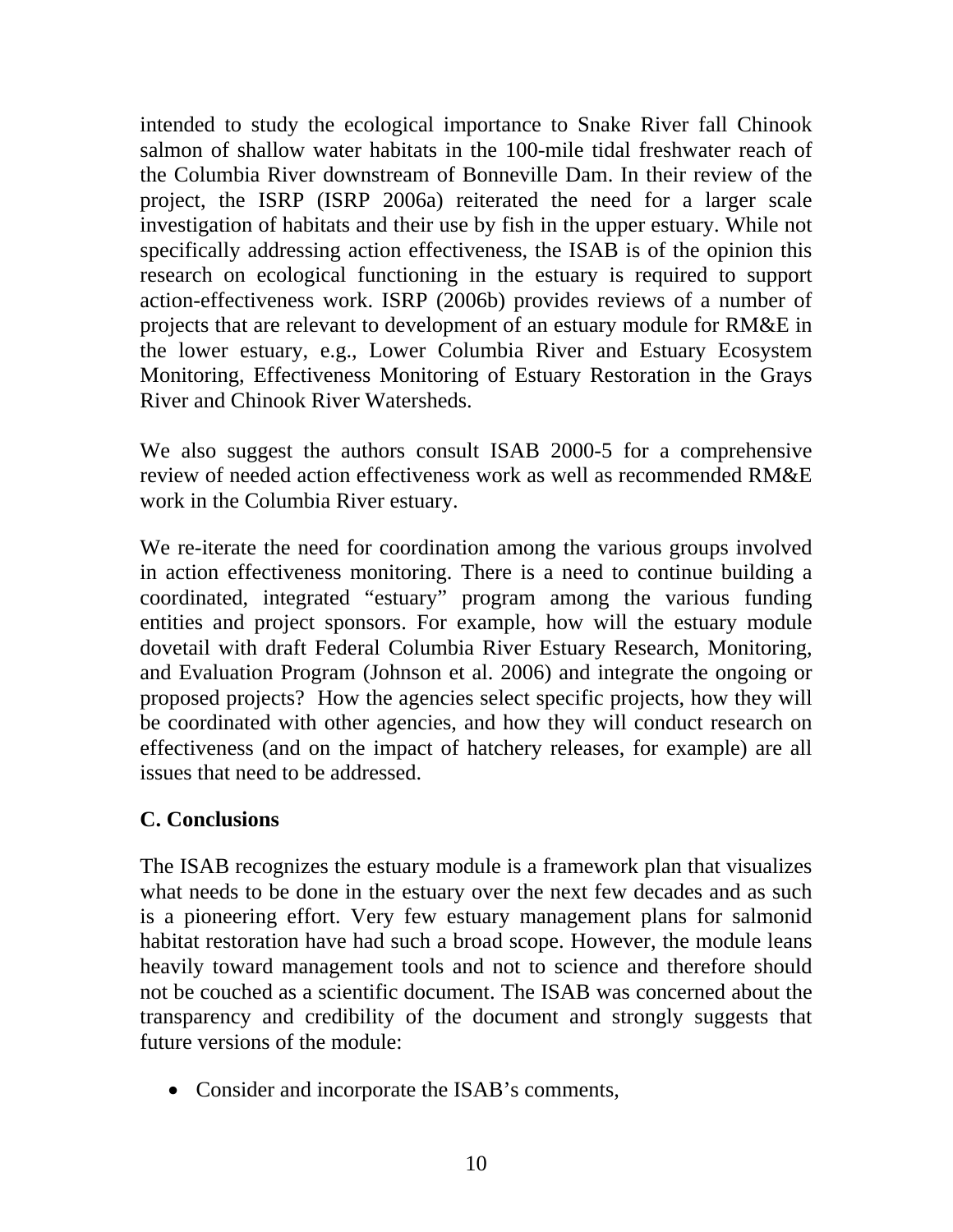intended to study the ecological importance to Snake River fall Chinook salmon of shallow water habitats in the 100-mile tidal freshwater reach of the Columbia River downstream of Bonneville Dam. In their review of the project, the ISRP (ISRP 2006a) reiterated the need for a larger scale investigation of habitats and their use by fish in the upper estuary. While not specifically addressing action effectiveness, the ISAB is of the opinion this research on ecological functioning in the estuary is required to support action-effectiveness work. ISRP (2006b) provides reviews of a number of projects that are relevant to development of an estuary module for RM&E in the lower estuary, e.g., Lower Columbia River and Estuary Ecosystem Monitoring, Effectiveness Monitoring of Estuary Restoration in the Grays River and Chinook River Watersheds.

We also suggest the authors consult ISAB 2000-5 for a comprehensive review of needed action effectiveness work as well as recommended RM&E work in the Columbia River estuary.

We re-iterate the need for coordination among the various groups involved in action effectiveness monitoring. There is a need to continue building a coordinated, integrated "estuary" program among the various funding entities and project sponsors. For example, how will the estuary module dovetail with draft Federal Columbia River Estuary Research, Monitoring, and Evaluation Program (Johnson et al. 2006) and integrate the ongoing or proposed projects? How the agencies select specific projects, how they will be coordinated with other agencies, and how they will conduct research on effectiveness (and on the impact of hatchery releases, for example) are all issues that need to be addressed.

## C. Conclusions

The ISAB recognizes the estuary module is a framework plan that visualizes what needs to be done in the estuary over the next few decades and as such is a pioneering effort. Very few estuary management plans for salmonid habitat restoration have had such a broad scope. However, the module leans heavily toward management tools and not to science and therefore should not be couched as a scientific document. The ISAB was concerned about the transparency and credibility of the document and strongly suggests that future versions of the module:

- Consider and incorporate the ISAB's comments,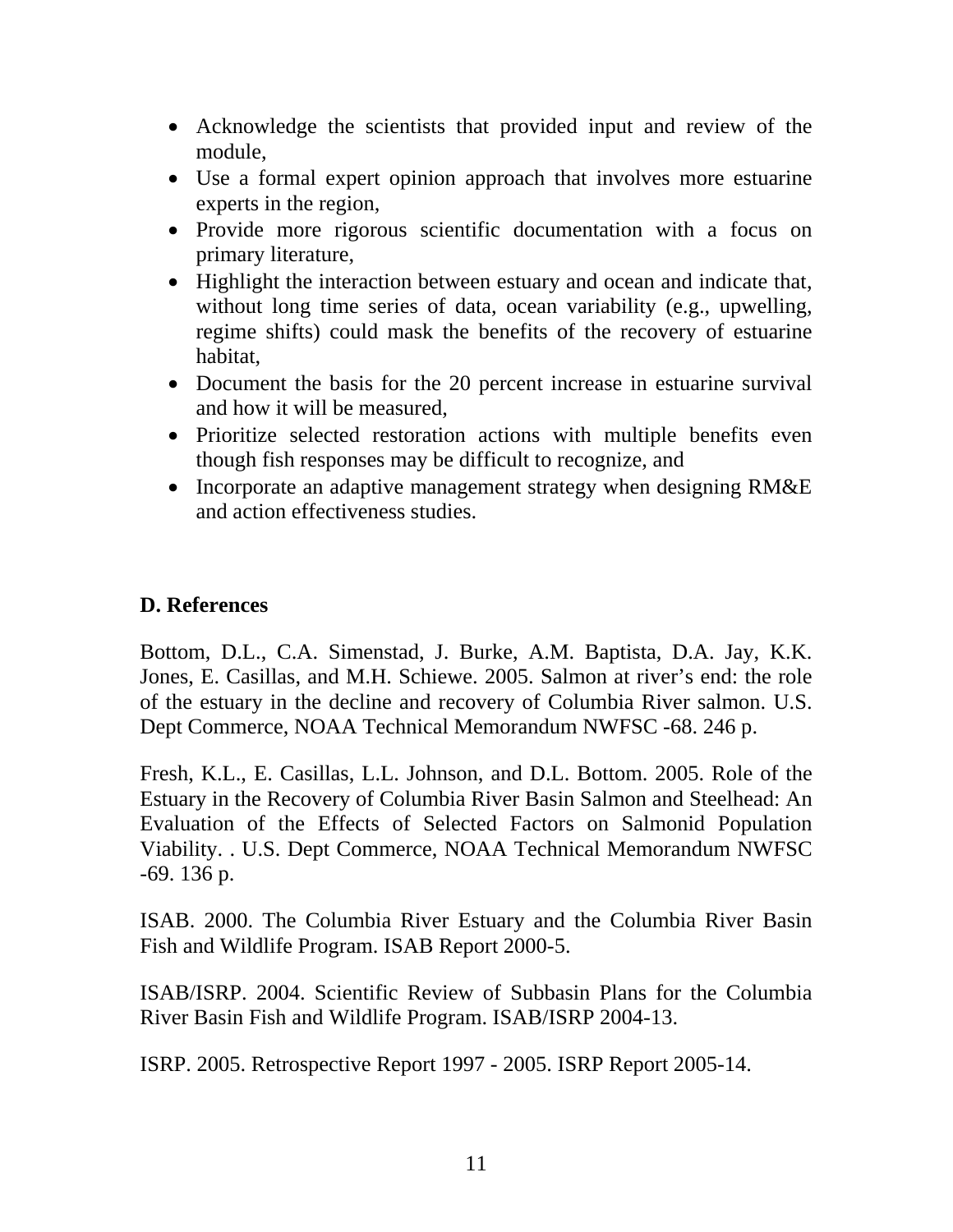- Acknowledge the scientists that provided input and review of the module,
- Use a formal expert opinion approach that involves more estuarine experts in the region,
- Provide more rigorous scientific documentation with a focus on primary literature,
- Highlight the interaction between estuary and ocean and indicate that, without long time series of data, ocean variability (e.g., upwelling, regime shifts) could mask the benefits of the recovery of estuarine habitat,
- Document the basis for the 20 percent increase in estuarine survival and how it will be measured,
- Prioritize selected restoration actions with multiple benefits even though fish responses may be difficult to recognize, and
- Incorporate an adaptive management strategy when designing RM&E and action effectiveness studies.

## D. References

Bottom, D.L., C.A. Simenstad, J. Burke, A.M. Baptista, D.A. Jay, K.K. Jones, E. Casillas, and M.H. Schiewe. 2005. Salmon at river's end: the role of the estuary in the decline and recovery of Columbia River salmon. U.S. Dept Commerce, NOAA Technical Memorandum NWFSC -68. 246 p.

Fresh, K.L., E. Casillas, L.L. Johnson, and D.L. Bottom. 2005. Role of the Estuary in the Recovery of Columbia River Basin Salmon and Steelhead: An Evaluation of the Effects of Selected Factors on Salmonid Population Viability. . U.S. Dept Commerce, NOAA Technical Memorandum NWFSC -69. 136 p.

ISAB. 2000. The Columbia River Estuary and the Columbia River Basin Fish and Wildlife Program. ISAB Report 2000-5.

ISAB/ISRP. 2004. Scientific Review of Subbasin Plans for the Columbia River Basin Fish and Wildlife Program. ISAB/ISRP 2004-13.

ISRP. 2005. Retrospective Report 1997 - 2005. ISRP Report 2005-14.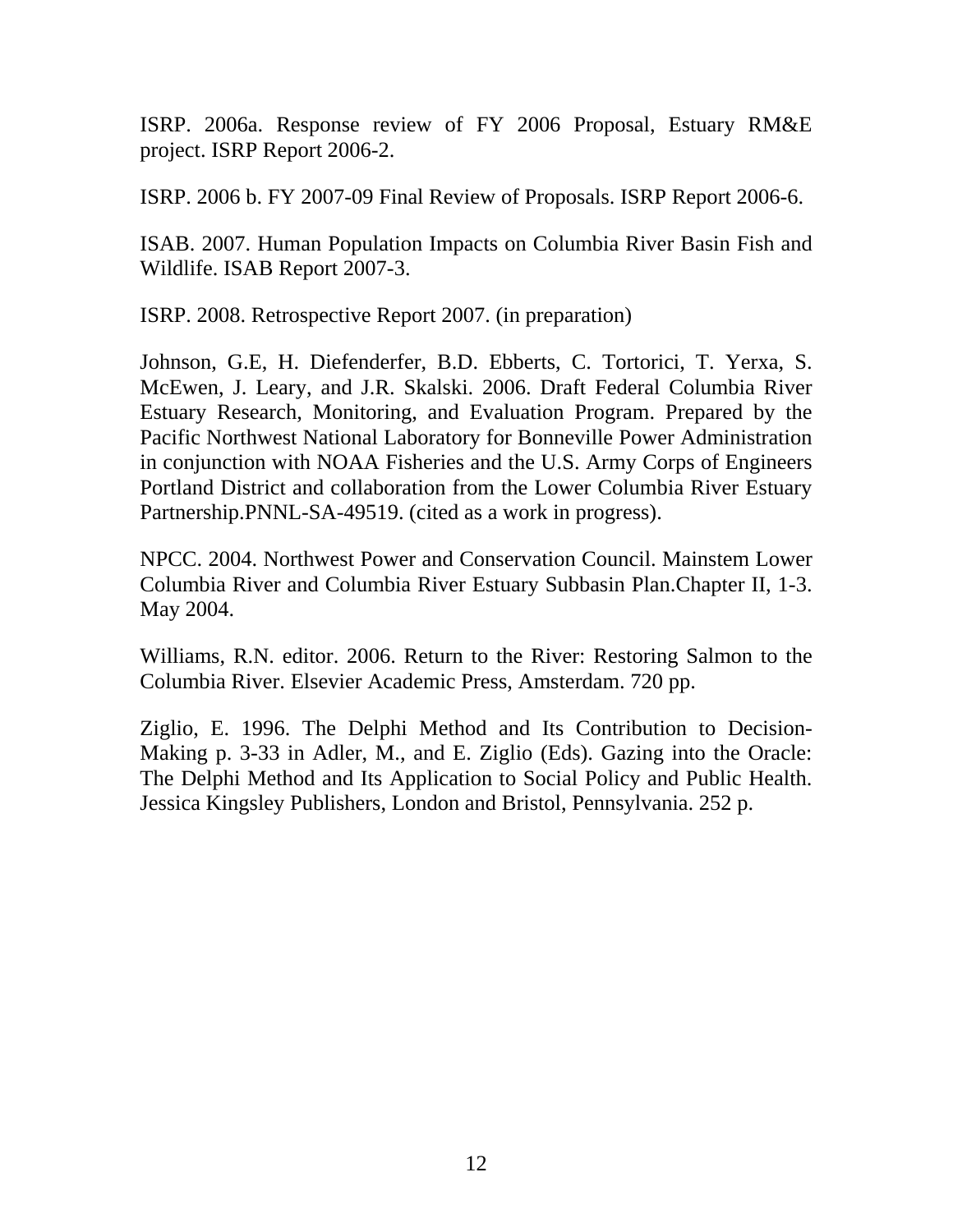ISRP. 2006a. Response review of FY 2006 Proposal, Estuary RM&E project. ISRP Report 2006-2.

ISRP. 2006 b. FY 2007-09 Final Review of Proposals. ISRP Report 2006-6.

ISAB. 2007. Human Population Impacts on Columbia River Basin Fish and Wildlife. ISAB Report 2007-3.

ISRP. 2008. Retrospective Report 2007. (in preparation)

Johnson, G.E, H. Diefenderfer, B.D. Ebberts, C. Tortorici, T. Yerxa, S. McEwen, J. Leary, and J.R. Skalski. 2006. Draft Federal Columbia River Estuary Research, Monitoring, and Evaluation Program. Prepared by the Pacific Northwest National Laboratory for Bonneville Power Administration in conjunction with NOAA Fisheries and the U.S. Army Corps of Engineers Portland District and collaboration from the Lower Columbia River Estuary Partnership.PNNL-SA-49519. (cited as a work in progress).

NPCC. 2004. Northwest Power and Conservation Council. Mainstem Lower Columbia River and Columbia River Estuary Subbasin Plan.Chapter II, 1-3. May 2004.

Williams, R.N. editor. 2006. Return to the River: Restoring Salmon to the Columbia River. Elsevier Academic Press, Amsterdam. 720 pp.

Ziglio, E. 1996. The Delphi Method and Its Contribution to Decision-Making p. 3-33 in Adler, M., and E. Ziglio (Eds). Gazing into the Oracle: The Delphi Method and Its Application to Social Policy and Public Health. Jessica Kingsley Publishers, London and Bristol, Pennsylvania. 252 p.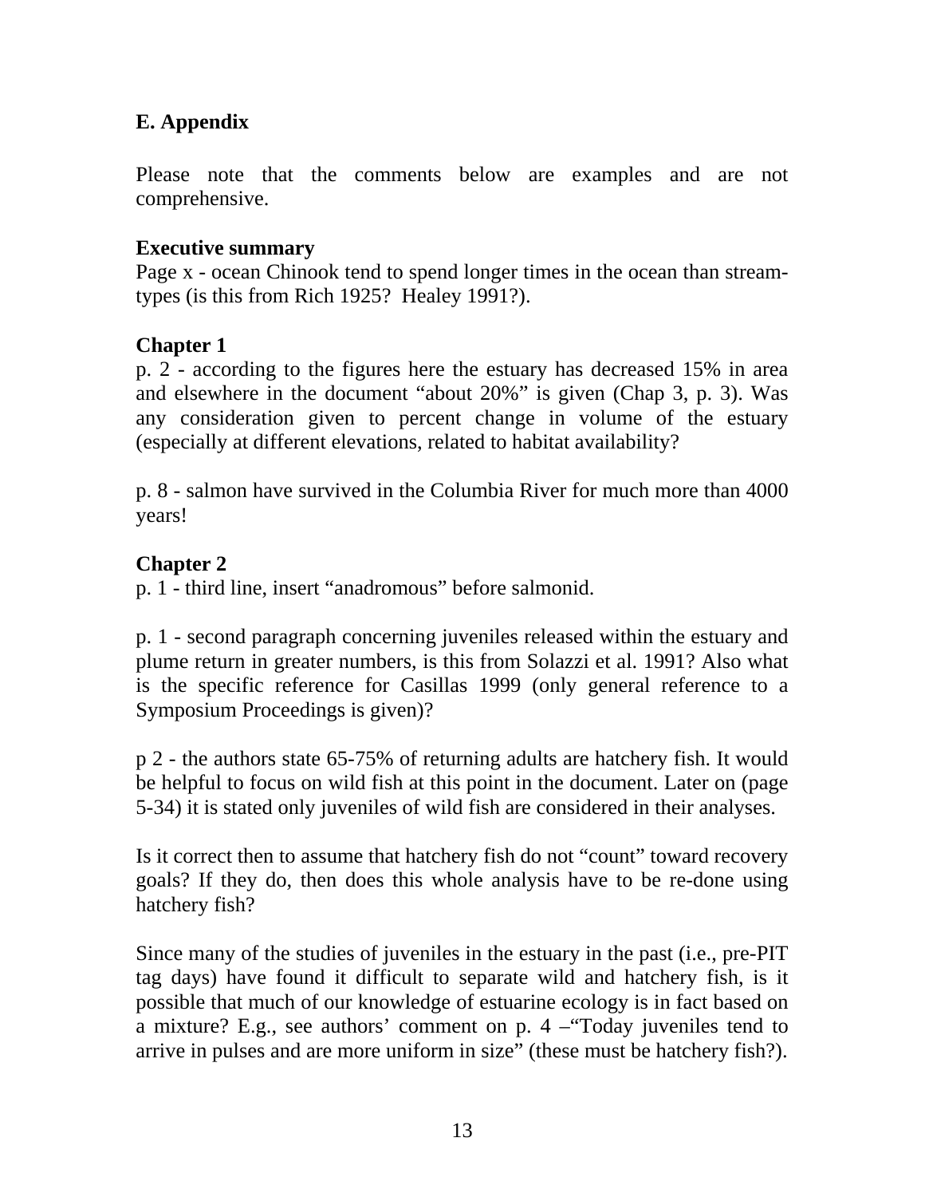## E. Appendix

Please note that the comments below are examples and are not comprehensive.

**Executive summary**

Page x - ocean Chinook tend to spend longer times in the ocean than stream-types (is this from Rich 1925? Healey 1991?).

**Chapter 1**

p. 2 - according to the figures here the estuary has decreased 15% in area and elsewhere in the document "about 20%" is given (Chap 3, p. 3). Was any consideration given to percent change in volume of the estuary (especially at different elevations, related to habitat availability?

p. 8 - salmon have survived in the Columbia River for much more than 4000 years!

**Chapter 2**

p. 1 - third line, insert "anadromous" before salmonid.

p. 1 - second paragraph concerning juveniles released within the estuary and plume return in greater numbers, is this from Solazzi et al. 1991? Also what is the specific reference for Casillas 1999 (only general reference to a Symposium Proceedings is given)?

p 2 - the authors state 65-75% of returning adults are hatchery fish. It would be helpful to focus on wild fish at this point in the document. Later on (page 5-34) it is stated only juveniles of wild fish are considered in their analyses.

Is it correct then to assume that hatchery fish do not "count" toward recovery goals? If they do, then does this whole analysis have to be re-done using hatchery fish?

Since many of the studies of juveniles in the estuary in the past (i.e., pre-PIT tag days) have found it difficult to separate wild and hatchery fish, is it possible that much of our knowledge of estuarine ecology is in fact based on a mixture? E.g., see authors' comment on p. 4 –"Today juveniles tend to arrive in pulses and are more uniform in size" (these must be hatchery fish?).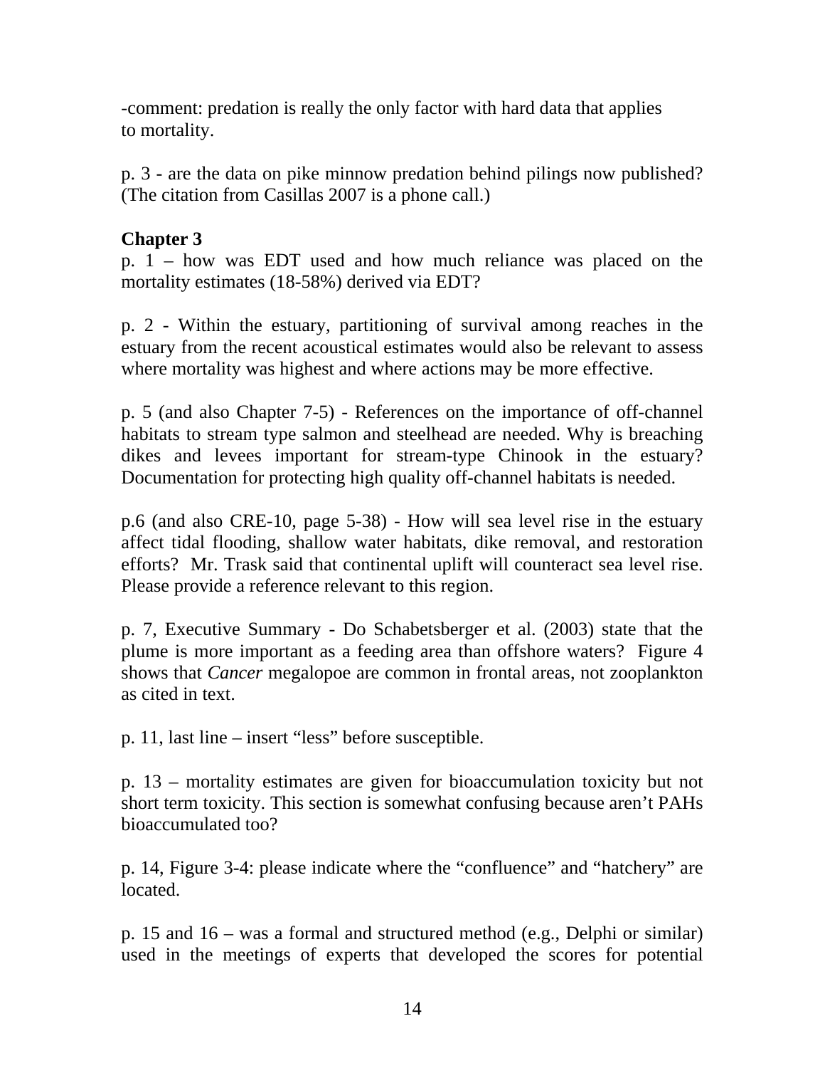-comment: predation is really the only factor with hard data that applies to mortality.

p. 3 - are the data on pike minnow predation behind pilings now published? (The citation from Casillas 2007 is a phone call.)

**Chapter 3**

p. 1 – how was EDT used and how much reliance was placed on the mortality estimates (18-58%) derived via EDT?

p. 2 - Within the estuary, partitioning of survival among reaches in the estuary from the recent acoustical estimates would also be relevant to assess where mortality was highest and where actions may be more effective.

p. 5 (and also Chapter 7-5) - References on the importance of off-channel habitats to stream type salmon and steelhead are needed. Why is breaching dikes and levees important for stream-type Chinook in the estuary? Documentation for protecting high quality off-channel habitats is needed.

p.6 (and also CRE-10, page 5-38) - How will sea level rise in the estuary affect tidal flooding, shallow water habitats, dike removal, and restoration efforts? Mr. Trask said that continental uplift will counteract sea level rise. Please provide a reference relevant to this region.

p. 7, Executive Summary - Do Schabetsberger et al. (2003) state that the plume is more important as a feeding area than offshore waters? Figure 4 shows that *Cancer* megalopoe are common in frontal areas, not zooplankton as cited in text.

p. 11, last line – insert "less" before susceptible.

p. 13 – mortality estimates are given for bioaccumulation toxicity but not short term toxicity. This section is somewhat confusing because aren't PAHs bioaccumulated too?

p. 14, Figure 3-4: please indicate where the "confluence" and "hatchery" are located.

p. 15 and 16 – was a formal and structured method (e.g., Delphi or similar) used in the meetings of experts that developed the scores for potential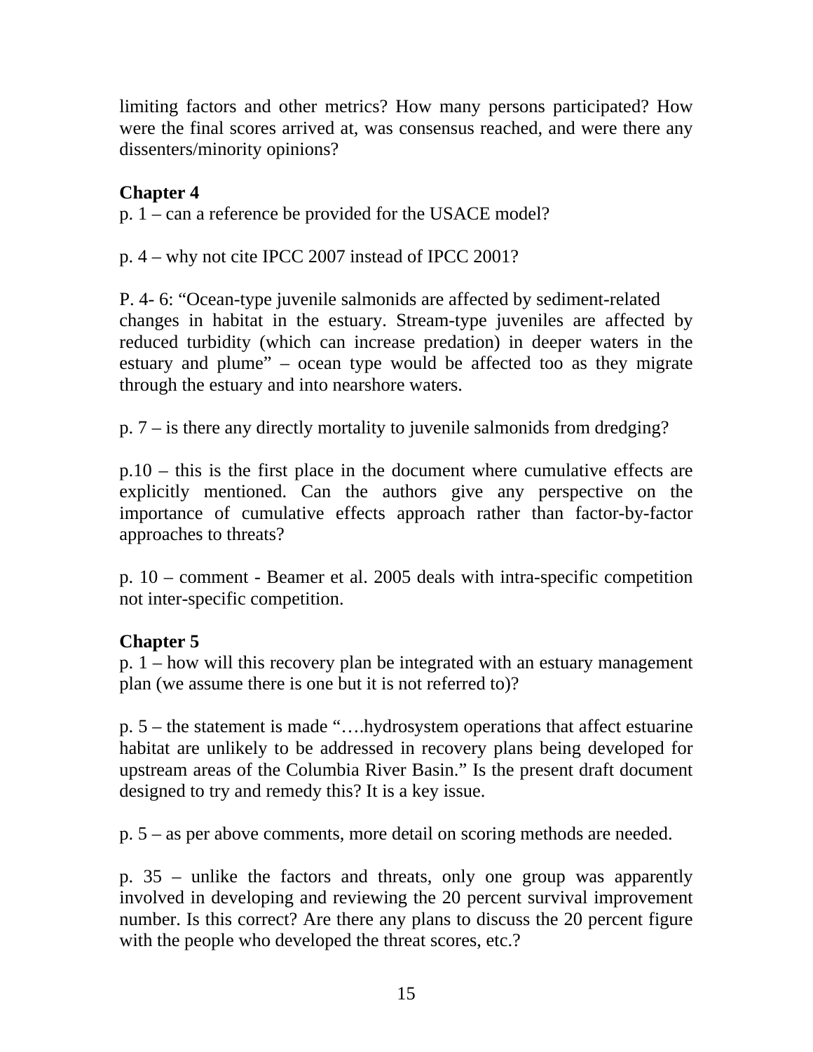limiting factors and other metrics? How many persons participated? How were the final scores arrived at, was consensus reached, and were there any dissenters/minority opinions?

**Chapter 4**

p. 1 – can a reference be provided for the USACE model?

p. 4 – why not cite IPCC 2007 instead of IPCC 2001?

P. 4- 6: "Ocean-type juvenile salmonids are affected by sediment-related changes in habitat in the estuary. Stream-type juveniles are affected by reduced turbidity (which can increase predation) in deeper waters in the estuary and plume" – ocean type would be affected too as they migrate through the estuary and into nearshore waters.

p. 7 – is there any directly mortality to juvenile salmonids from dredging?

p.10 – this is the first place in the document where cumulative effects are explicitly mentioned. Can the authors give any perspective on the importance of cumulative effects approach rather than factor-by-factor approaches to threats?

p. 10 – comment - Beamer et al. 2005 deals with intra-specific competition not inter-specific competition.

**Chapter 5**

p. 1 – how will this recovery plan be integrated with an estuary management plan (we assume there is one but it is not referred to)?

p. 5 – the statement is made "….hydrosystem operations that affect estuarine habitat are unlikely to be addressed in recovery plans being developed for upstream areas of the Columbia River Basin." Is the present draft document designed to try and remedy this? It is a key issue.

p. 5 – as per above comments, more detail on scoring methods are needed.

p. 35 – unlike the factors and threats, only one group was apparently involved in developing and reviewing the 20 percent survival improvement number. Is this correct? Are there any plans to discuss the 20 percent figure with the people who developed the threat scores, etc.?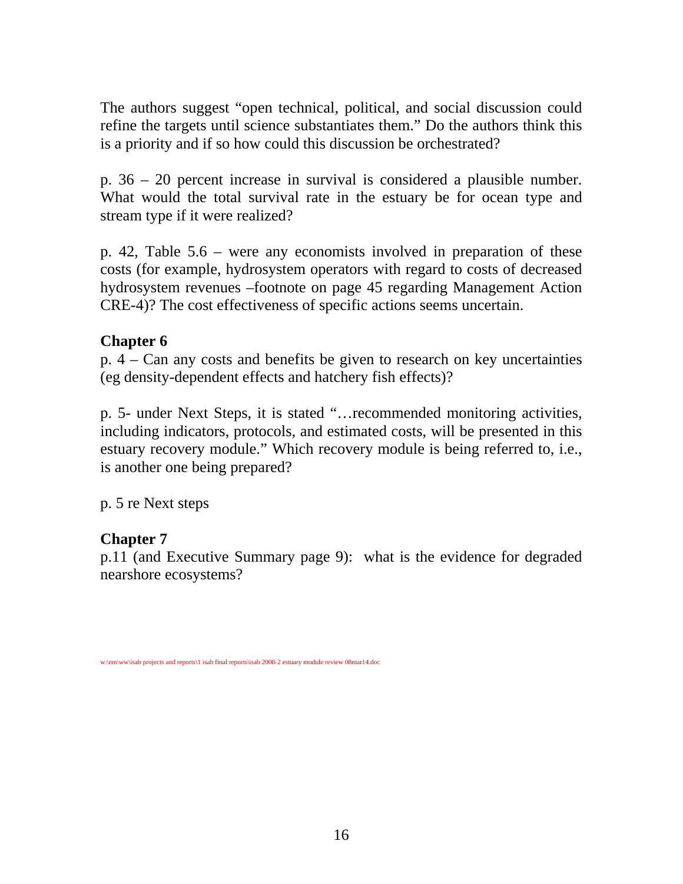The authors suggest "open technical, political, and social discussion could refine the targets until science substantiates them." Do the authors think this is a priority and if so how could this discussion be orchestrated?

p. 36 – 20 percent increase in survival is considered a plausible number. What would the total survival rate in the estuary be for ocean type and stream type if it were realized?

p. 42, Table 5.6 – were any economists involved in preparation of these costs (for example, hydrosystem operators with regard to costs of decreased hydrosystem revenues –footnote on page 45 regarding Management Action CRE-4)? The cost effectiveness of specific actions seems uncertain.

**Chapter 6**

p. 4 – Can any costs and benefits be given to research on key uncertainties (eg density-dependent effects and hatchery fish effects)?

p. 5- under Next Steps, it is stated "…recommended monitoring activities, including indicators, protocols, and estimated costs, will be presented in this estuary recovery module." Which recovery module is being referred to, i.e., is another one being prepared?

p. 5 re Next steps

**Chapter 7**

p.11 (and Executive Summary page 9): what is the evidence for degraded nearshore ecosystems?

w:\em\ww\isab projects and reports\1 isab final reports\isab 2008-2 estuary module review 08mar14.doc